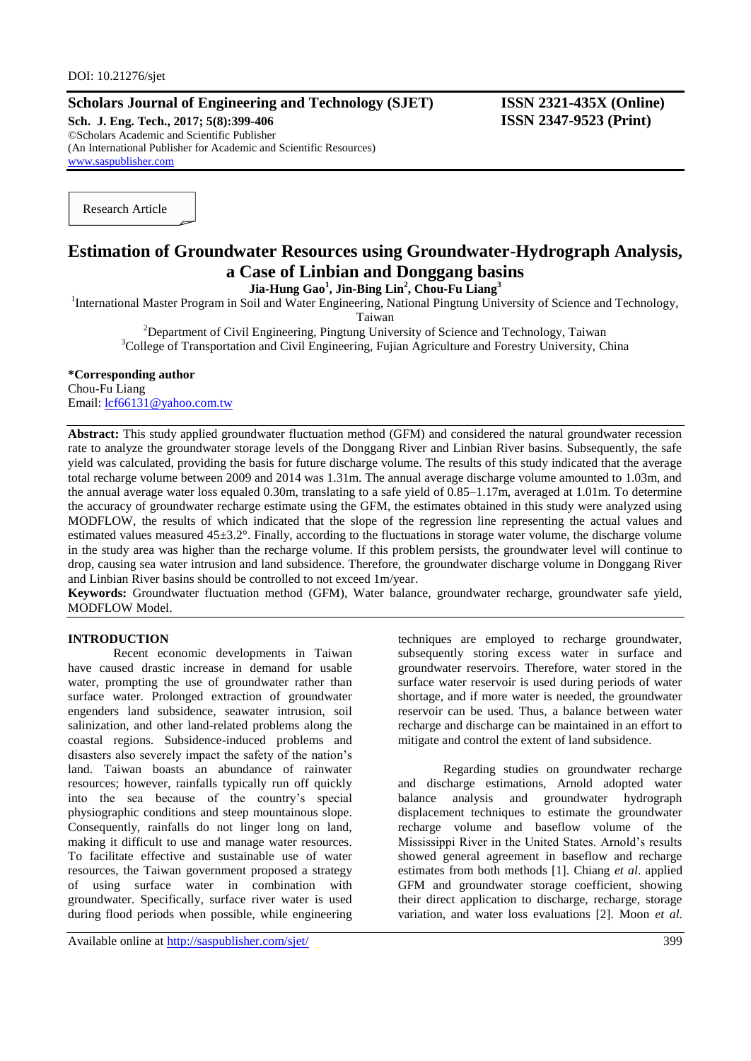DOI: 10.21276/sjet

**Scholars Journal of Engineering and Technology (SJET)** **ISSN 2321-435X (Online)**
**Sch. J. Eng. Tech., 2017; 5(8):399-406** **ISSN 2347-9523 (Print)**
©Scholars Academic and Scientific Publisher
(An International Publisher for Academic and Scientific Resources)
www.saspublisher.com

Research Article

# Estimation of Groundwater Resources using Groundwater-Hydrograph Analysis, a Case of Linbian and Donggang basins

**Jia-Hung Gao[1], Jin-Bing Lin[2], Chou-Fu Liang[3]**

[1]International Master Program in Soil and Water Engineering, National Pingtung University of Science and Technology, Taiwan

[2]Department of Civil Engineering, Pingtung University of Science and Technology, Taiwan

[3]College of Transportation and Civil Engineering, Fujian Agriculture and Forestry University, China

**\*Corresponding author**
Chou-Fu Liang
Email: lcf66131@yahoo.com.tw

**Abstract:** This study applied groundwater fluctuation method (GFM) and considered the natural groundwater recession rate to analyze the groundwater storage levels of the Donggang River and Linbian River basins. Subsequently, the safe yield was calculated, providing the basis for future discharge volume. The results of this study indicated that the average total recharge volume between 2009 and 2014 was 1.31m. The annual average discharge volume amounted to 1.03m, and the annual average water loss equaled 0.30m, translating to a safe yield of 0.85–1.17m, averaged at 1.01m. To determine the accuracy of groundwater recharge estimate using the GFM, the estimates obtained in this study were analyzed using MODFLOW, the results of which indicated that the slope of the regression line representing the actual values and estimated values measured 45±3.2°. Finally, according to the fluctuations in storage water volume, the discharge volume in the study area was higher than the recharge volume. If this problem persists, the groundwater level will continue to drop, causing sea water intrusion and land subsidence. Therefore, the groundwater discharge volume in Donggang River and Linbian River basins should be controlled to not exceed 1m/year.

**Keywords:** Groundwater fluctuation method (GFM), Water balance, groundwater recharge, groundwater safe yield, MODFLOW Model.

## INTRODUCTION

Recent economic developments in Taiwan have caused drastic increase in demand for usable water, prompting the use of groundwater rather than surface water. Prolonged extraction of groundwater engenders land subsidence, seawater intrusion, soil salinization, and other land-related problems along the coastal regions. Subsidence-induced problems and disasters also severely impact the safety of the nation's land. Taiwan boasts an abundance of rainwater resources; however, rainfalls typically run off quickly into the sea because of the country's special physiographic conditions and steep mountainous slope. Consequently, rainfalls do not linger long on land, making it difficult to use and manage water resources. To facilitate effective and sustainable use of water resources, the Taiwan government proposed a strategy of using surface water in combination with groundwater. Specifically, surface river water is used during flood periods when possible, while engineering techniques are employed to recharge groundwater, subsequently storing excess water in surface and groundwater reservoirs. Therefore, water stored in the surface water reservoir is used during periods of water shortage, and if more water is needed, the groundwater reservoir can be used. Thus, a balance between water recharge and discharge can be maintained in an effort to mitigate and control the extent of land subsidence.

Regarding studies on groundwater recharge and discharge estimations, Arnold adopted water balance analysis and groundwater hydrograph displacement techniques to estimate the groundwater recharge volume and baseflow volume of the Mississippi River in the United States. Arnold's results showed general agreement in baseflow and recharge estimates from both methods [1]. Chiang *et al*. applied GFM and groundwater storage coefficient, showing their direct application to discharge, recharge, storage variation, and water loss evaluations [2]. Moon *et al.*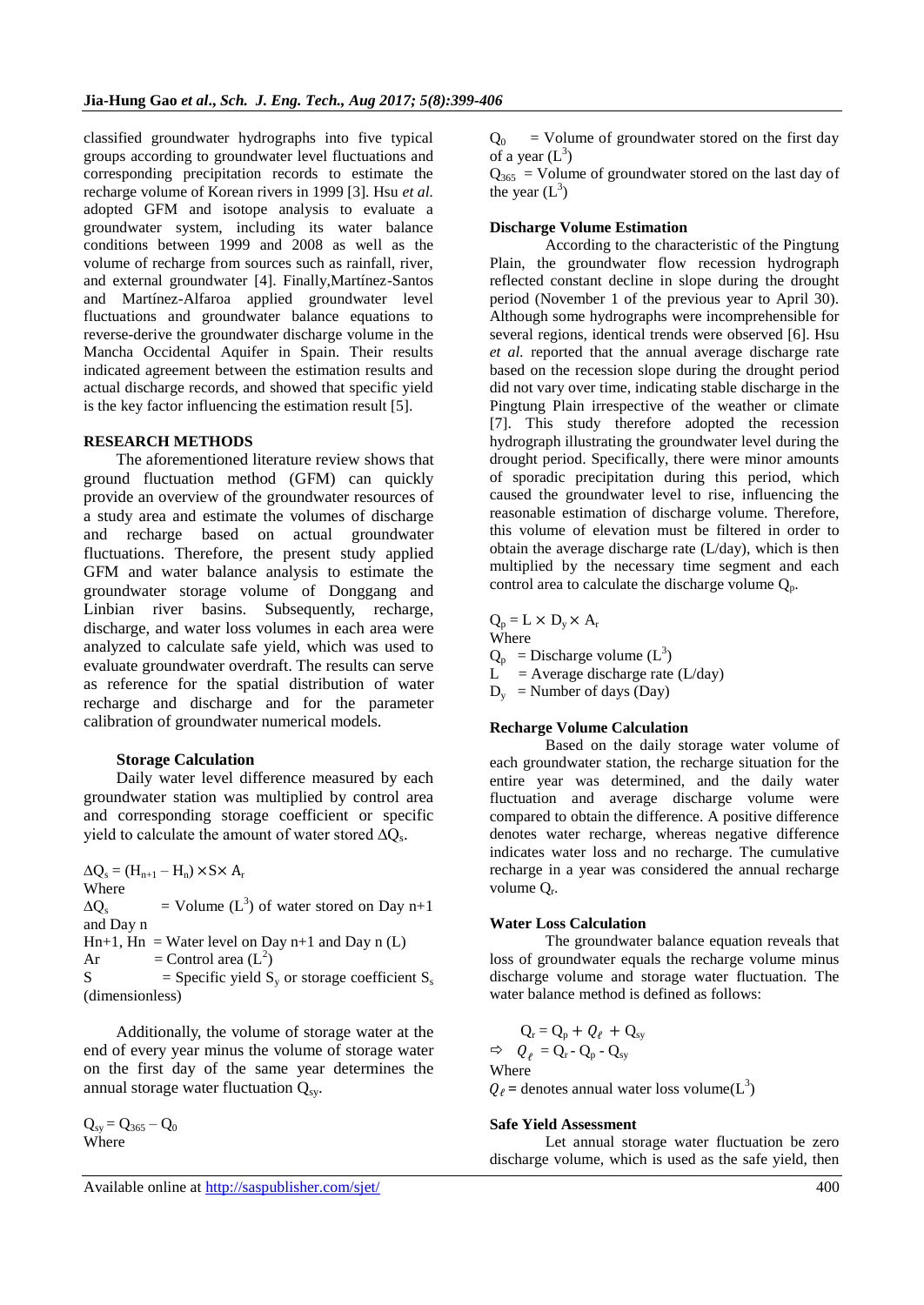classified groundwater hydrographs into five typical groups according to groundwater level fluctuations and corresponding precipitation records to estimate the recharge volume of Korean rivers in 1999 [3]. Hsu *et al.* adopted GFM and isotope analysis to evaluate a groundwater system, including its water balance conditions between 1999 and 2008 as well as the volume of recharge from sources such as rainfall, river, and external groundwater [4]. Finally,Martínez-Santos and Martínez-Alfaroa applied groundwater level fluctuations and groundwater balance equations to reverse-derive the groundwater discharge volume in the Mancha Occidental Aquifer in Spain. Their results indicated agreement between the estimation results and actual discharge records, and showed that specific yield is the key factor influencing the estimation result [5].

## RESEARCH METHODS

The aforementioned literature review shows that ground fluctuation method (GFM) can quickly provide an overview of the groundwater resources of a study area and estimate the volumes of discharge and recharge based on actual groundwater fluctuations. Therefore, the present study applied GFM and water balance analysis to estimate the groundwater storage volume of Donggang and Linbian river basins. Subsequently, recharge, discharge, and water loss volumes in each area were analyzed to calculate safe yield, which was used to evaluate groundwater overdraft. The results can serve as reference for the spatial distribution of water recharge and discharge and for the parameter calibration of groundwater numerical models.

### Storage Calculation

Daily water level difference measured by each groundwater station was multiplied by control area and corresponding storage coefficient or specific yield to calculate the amount of water stored $\Delta Q_s$.

$$\Delta Q_s = (H_{n+1} - H_n) \times S \times A_r$$

Where

$\Delta Q_s$ = Volume ($L^3$) of water stored on Day n+1 and Day n

$H_{n+1}$, $H_n$ = Water level on Day n+1 and Day n (L)

$A_r$ = Control area ($L^2$)

$S$ = Specific yield $S_y$ or storage coefficient $S_s$ (dimensionless)

Additionally, the volume of storage water at the end of every year minus the volume of storage water on the first day of the same year determines the annual storage water fluctuation $Q_{sy}$.

$$Q_{sy} = Q_{365} - Q_0$$

Where

$Q_0$ = Volume of groundwater stored on the first day of a year ($L^3$)

$Q_{365}$ = Volume of groundwater stored on the last day of the year ($L^3$)

### Discharge Volume Estimation

According to the characteristic of the Pingtung Plain, the groundwater flow recession hydrograph reflected constant decline in slope during the drought period (November 1 of the previous year to April 30). Although some hydrographs were incomprehensible for several regions, identical trends were observed [6]. Hsu *et al.* reported that the annual average discharge rate based on the recession slope during the drought period did not vary over time, indicating stable discharge in the Pingtung Plain irrespective of the weather or climate [7]. This study therefore adopted the recession hydrograph illustrating the groundwater level during the drought period. Specifically, there were minor amounts of sporadic precipitation during this period, which caused the groundwater level to rise, influencing the reasonable estimation of discharge volume. Therefore, this volume of elevation must be filtered in order to obtain the average discharge rate (L/day), which is then multiplied by the necessary time segment and each control area to calculate the discharge volume $Q_p$.

$$Q_p = L \times D_y \times A_r$$

Where

$Q_p$ = Discharge volume ($L^3$)

$L$ = Average discharge rate (L/day)

$D_y$ = Number of days (Day)

### Recharge Volume Calculation

Based on the daily storage water volume of each groundwater station, the recharge situation for the entire year was determined, and the daily water fluctuation and average discharge volume were compared to obtain the difference. A positive difference denotes water recharge, whereas negative difference indicates water loss and no recharge. The cumulative recharge in a year was considered the annual recharge volume $Q_r$.

### Water Loss Calculation

The groundwater balance equation reveals that loss of groundwater equals the recharge volume minus discharge volume and storage water fluctuation. The water balance method is defined as follows:

$$Q_r = Q_p + Q_\ell + Q_{sy}$$

$$\Rightarrow Q_\ell = Q_r - Q_p - Q_{sy}$$

Where

$Q_\ell$ = denotes annual water loss volume($L^3$)

### Safe Yield Assessment

Let annual storage water fluctuation be zero discharge volume, which is used as the safe yield, then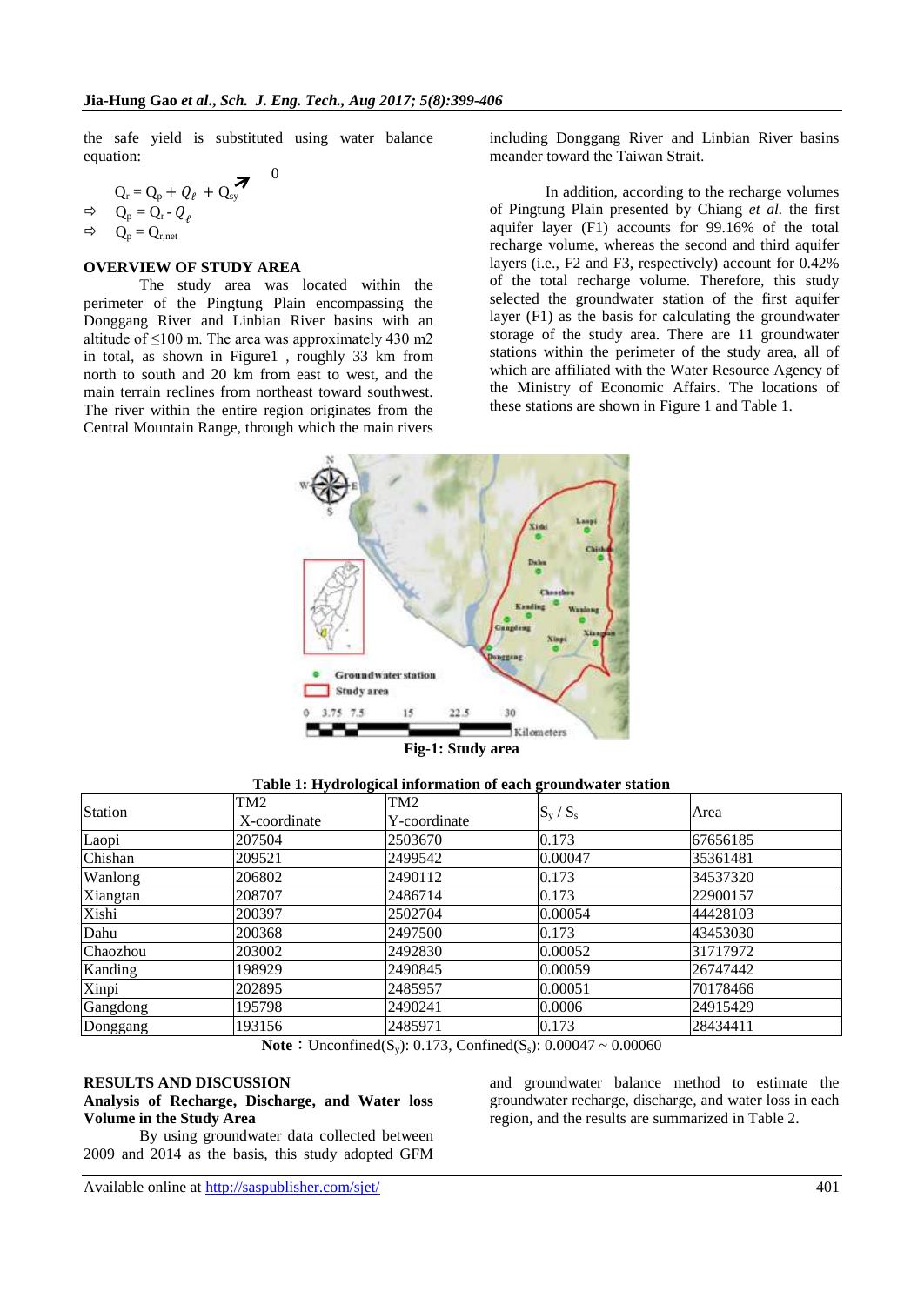the safe yield is substituted using water balance equation:

$$Q_r = Q_p + Q_\ell + Q_{sy} \nearrow 0$$

$$\Rightarrow \quad Q_p = Q_r - Q_\ell$$

$$\Rightarrow \quad Q_p = Q_{r,net}$$

## OVERVIEW OF STUDY AREA

The study area was located within the perimeter of the Pingtung Plain encompassing the Donggang River and Linbian River basins with an altitude of ≤100 m. The area was approximately 430 m2 in total, as shown in Figure1 , roughly 33 km from north to south and 20 km from east to west, and the main terrain reclines from northeast toward southwest. The river within the entire region originates from the Central Mountain Range, through which the main rivers including Donggang River and Linbian River basins meander toward the Taiwan Strait.

In addition, according to the recharge volumes of Pingtung Plain presented by Chiang *et al.* the first aquifer layer (F1) accounts for 99.16% of the total recharge volume, whereas the second and third aquifer layers (i.e., F2 and F3, respectively) account for 0.42% of the total recharge volume. Therefore, this study selected the groundwater station of the first aquifer layer (F1) as the basis for calculating the groundwater storage of the study area. There are 11 groundwater stations within the perimeter of the study area, all of which are affiliated with the Water Resource Agency of the Ministry of Economic Affairs. The locations of these stations are shown in Figure 1 and Table 1.

**Fig-1: Study area**

**Table 1: Hydrological information of each groundwater station**

| Station | TM2 X-coordinate | TM2 Y-coordinate | $S_y$ / $S_s$ | Area |
|---|---|---|---|---|
| Laopi | 207504 | 2503670 | 0.173 | 67656185 |
| Chishan | 209521 | 2499542 | 0.00047 | 35361481 |
| Wanlong | 206802 | 2490112 | 0.173 | 34537320 |
| Xiangtan | 208707 | 2486714 | 0.173 | 22900157 |
| Xishi | 200397 | 2502704 | 0.00054 | 44428103 |
| Dahu | 200368 | 2497500 | 0.173 | 43453030 |
| Chaozhou | 203002 | 2492830 | 0.00052 | 31717972 |
| Kanding | 198929 | 2490845 | 0.00059 | 26747442 |
| Xinpi | 202895 | 2485957 | 0.00051 | 70178466 |
| Gangdong | 195798 | 2490241 | 0.0006 | 24915429 |
| Donggang | 193156 | 2485971 | 0.173 | 28434411 |

**Note：**Unconfined($S_y$): 0.173, Confined($S_s$): 0.00047 ~ 0.00060

## RESULTS AND DISCUSSION

### Analysis of Recharge, Discharge, and Water loss Volume in the Study Area

By using groundwater data collected between 2009 and 2014 as the basis, this study adopted GFM and groundwater balance method to estimate the groundwater recharge, discharge, and water loss in each region, and the results are summarized in Table 2.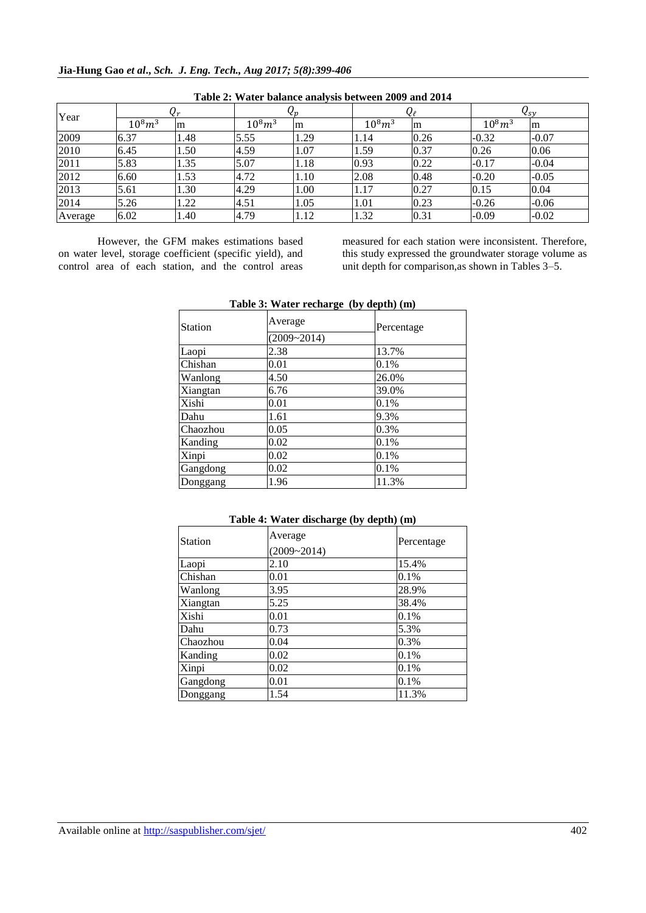**Table 2: Water balance analysis between 2009 and 2014**

| Year | $Q_r$ | | $Q_p$ | | $Q_\ell$ | | $Q_{sy}$ | |
|---|---|---|---|---|---|---|---|---|
| | $10^8m^3$ | m | $10^8m^3$ | m | $10^8m^3$ | m | $10^8m^3$ | m |
| 2009 | 6.37 | 1.48 | 5.55 | 1.29 | 1.14 | 0.26 | -0.32 | -0.07 |
| 2010 | 6.45 | 1.50 | 4.59 | 1.07 | 1.59 | 0.37 | 0.26 | 0.06 |
| 2011 | 5.83 | 1.35 | 5.07 | 1.18 | 0.93 | 0.22 | -0.17 | -0.04 |
| 2012 | 6.60 | 1.53 | 4.72 | 1.10 | 2.08 | 0.48 | -0.20 | -0.05 |
| 2013 | 5.61 | 1.30 | 4.29 | 1.00 | 1.17 | 0.27 | 0.15 | 0.04 |
| 2014 | 5.26 | 1.22 | 4.51 | 1.05 | 1.01 | 0.23 | -0.26 | -0.06 |
| Average | 6.02 | 1.40 | 4.79 | 1.12 | 1.32 | 0.31 | -0.09 | -0.02 |

However, the GFM makes estimations based on water level, storage coefficient (specific yield), and control area of each station, and the control areas measured for each station were inconsistent. Therefore, this study expressed the groundwater storage volume as unit depth for comparison,as shown in Tables 3–5.

**Table 3: Water recharge (by depth) (m)**

| Station | Average (2009~2014) | Percentage |
|---|---|---|
| Laopi | 2.38 | 13.7% |
| Chishan | 0.01 | 0.1% |
| Wanlong | 4.50 | 26.0% |
| Xiangtan | 6.76 | 39.0% |
| Xishi | 0.01 | 0.1% |
| Dahu | 1.61 | 9.3% |
| Chaozhou | 0.05 | 0.3% |
| Kanding | 0.02 | 0.1% |
| Xinpi | 0.02 | 0.1% |
| Gangdong | 0.02 | 0.1% |
| Donggang | 1.96 | 11.3% |

**Table 4: Water discharge (by depth) (m)**

| Station | Average (2009~2014) | Percentage |
|---|---|---|
| Laopi | 2.10 | 15.4% |
| Chishan | 0.01 | 0.1% |
| Wanlong | 3.95 | 28.9% |
| Xiangtan | 5.25 | 38.4% |
| Xishi | 0.01 | 0.1% |
| Dahu | 0.73 | 5.3% |
| Chaozhou | 0.04 | 0.3% |
| Kanding | 0.02 | 0.1% |
| Xinpi | 0.02 | 0.1% |
| Gangdong | 0.01 | 0.1% |
| Donggang | 1.54 | 11.3% |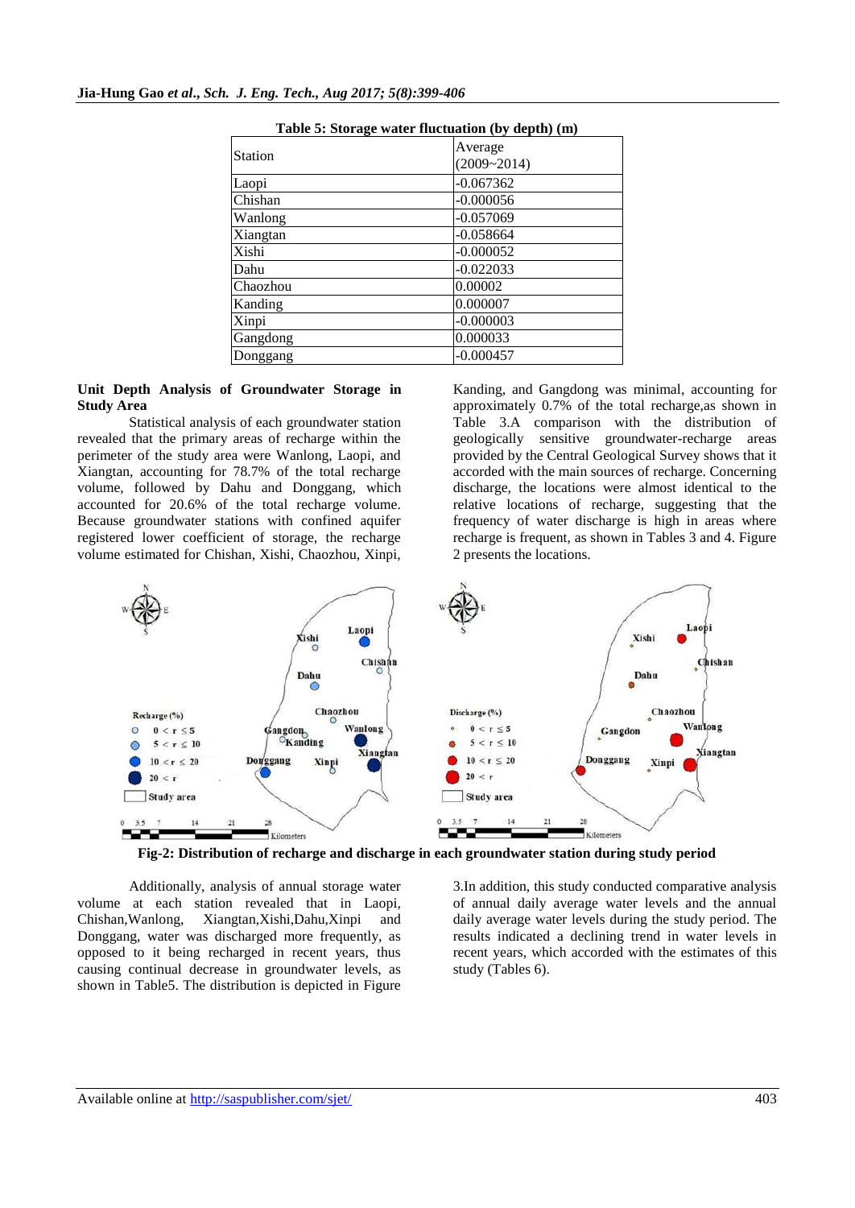**Table 5: Storage water fluctuation (by depth) (m)**

| Station | Average (2009~2014) |
|---|---|
| Laopi | -0.067362 |
| Chishan | -0.000056 |
| Wanlong | -0.057069 |
| Xiangtan | -0.058664 |
| Xishi | -0.000052 |
| Dahu | -0.022033 |
| Chaozhou | 0.00002 |
| Kanding | 0.000007 |
| Xinpi | -0.000003 |
| Gangdong | 0.000033 |
| Donggang | -0.000457 |

**Unit Depth Analysis of Groundwater Storage in Study Area**

Statistical analysis of each groundwater station revealed that the primary areas of recharge within the perimeter of the study area were Wanlong, Laopi, and Xiangtan, accounting for 78.7% of the total recharge volume, followed by Dahu and Donggang, which accounted for 20.6% of the total recharge volume. Because groundwater stations with confined aquifer registered lower coefficient of storage, the recharge volume estimated for Chishan, Xishi, Chaozhou, Xinpi, Kanding, and Gangdong was minimal, accounting for approximately 0.7% of the total recharge,as shown in Table 3.A comparison with the distribution of geologically sensitive groundwater-recharge areas provided by the Central Geological Survey shows that it accorded with the main sources of recharge. Concerning discharge, the locations were almost identical to the relative locations of recharge, suggesting that the frequency of water discharge is high in areas where recharge is frequent, as shown in Tables 3 and 4. Figure 2 presents the locations.

**Fig-2: Distribution of recharge and discharge in each groundwater station during study period**

Additionally, analysis of annual storage water volume at each station revealed that in Laopi, Chishan,Wanlong, Xiangtan,Xishi,Dahu,Xinpi and Donggang, water was discharged more frequently, as opposed to it being recharged in recent years, thus causing continual decrease in groundwater levels, as shown in Table5. The distribution is depicted in Figure 3.In addition, this study conducted comparative analysis of annual daily average water levels and the annual daily average water levels during the study period. The results indicated a declining trend in water levels in recent years, which accorded with the estimates of this study (Tables 6).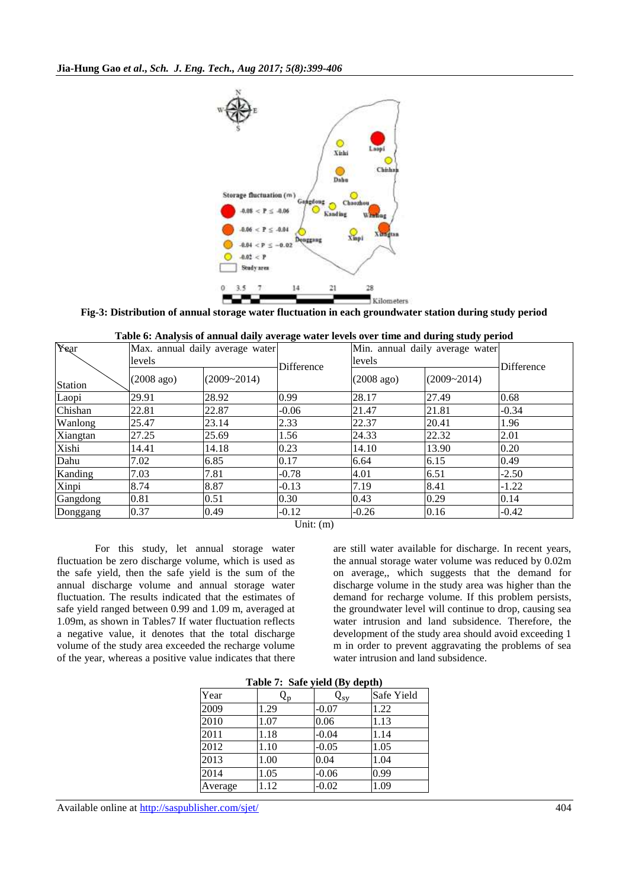Fig-3: Distribution of annual storage water fluctuation in each groundwater station during study period

**Table 6: Analysis of annual daily average water levels over time and during study period**

| Year / Station | Max. annual daily average water levels | | Difference | Min. annual daily average water levels | | Difference |
|---|---|---|---|---|---|---|
| | (2008 ago) | (2009~2014) | | (2008 ago) | (2009~2014) | |
| Laopi | 29.91 | 28.92 | 0.99 | 28.17 | 27.49 | 0.68 |
| Chishan | 22.81 | 22.87 | -0.06 | 21.47 | 21.81 | -0.34 |
| Wanlong | 25.47 | 23.14 | 2.33 | 22.37 | 20.41 | 1.96 |
| Xiangtan | 27.25 | 25.69 | 1.56 | 24.33 | 22.32 | 2.01 |
| Xishi | 14.41 | 14.18 | 0.23 | 14.10 | 13.90 | 0.20 |
| Dahu | 7.02 | 6.85 | 0.17 | 6.64 | 6.15 | 0.49 |
| Kanding | 7.03 | 7.81 | -0.78 | 4.01 | 6.51 | -2.50 |
| Xinpi | 8.74 | 8.87 | -0.13 | 7.19 | 8.41 | -1.22 |
| Gangdong | 0.81 | 0.51 | 0.30 | 0.43 | 0.29 | 0.14 |
| Donggang | 0.37 | 0.49 | -0.12 | -0.26 | 0.16 | -0.42 |

Unit: (m)

For this study, let annual storage water fluctuation be zero discharge volume, which is used as the safe yield, then the safe yield is the sum of the annual discharge volume and annual storage water fluctuation. The results indicated that the estimates of safe yield ranged between 0.99 and 1.09 m, averaged at 1.09m, as shown in Tables7 If water fluctuation reflects a negative value, it denotes that the total discharge volume of the study area exceeded the recharge volume of the year, whereas a positive value indicates that there are still water available for discharge. In recent years, the annual storage water volume was reduced by 0.02m on average,, which suggests that the demand for discharge volume in the study area was higher than the demand for recharge volume. If this problem persists, the groundwater level will continue to drop, causing sea water intrusion and land subsidence. Therefore, the development of the study area should avoid exceeding 1 m in order to prevent aggravating the problems of sea water intrusion and land subsidence.

**Table 7: Safe yield (By depth)**

| Year | $Q_p$ | $Q_{sy}$ | Safe Yield |
|---|---|---|---|
| 2009 | 1.29 | -0.07 | 1.22 |
| 2010 | 1.07 | 0.06 | 1.13 |
| 2011 | 1.18 | -0.04 | 1.14 |
| 2012 | 1.10 | -0.05 | 1.05 |
| 2013 | 1.00 | 0.04 | 1.04 |
| 2014 | 1.05 | -0.06 | 0.99 |
| Average | 1.12 | -0.02 | 1.09 |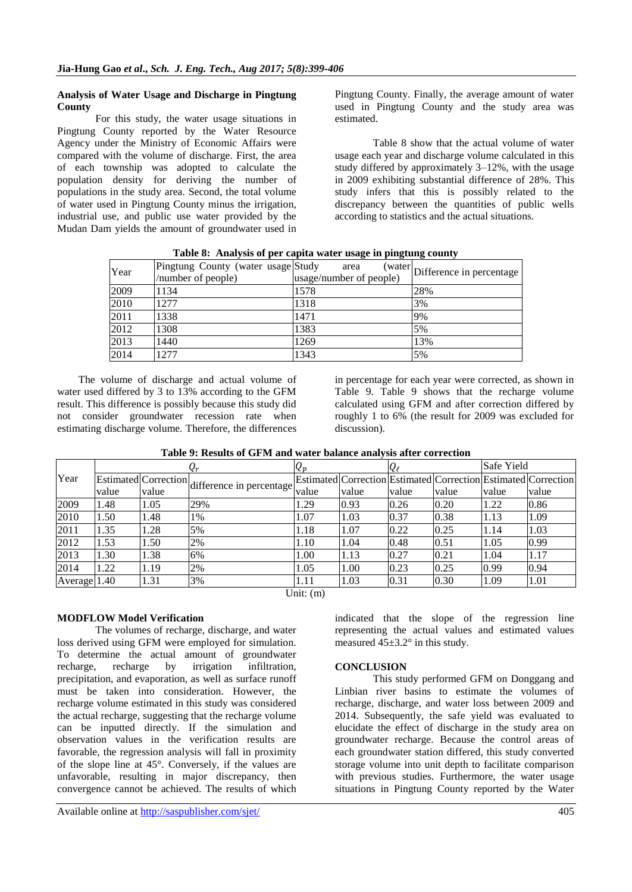#### Analysis of Water Usage and Discharge in Pingtung County

For this study, the water usage situations in Pingtung County reported by the Water Resource Agency under the Ministry of Economic Affairs were compared with the volume of discharge. First, the area of each township was adopted to calculate the population density for deriving the number of populations in the study area. Second, the total volume of water used in Pingtung County minus the irrigation, industrial use, and public use water provided by the Mudan Dam yields the amount of groundwater used in Pingtung County. Finally, the average amount of water used in Pingtung County and the study area was estimated.

Table 8 show that the actual volume of water usage each year and discharge volume calculated in this study differed by approximately 3–12%, with the usage in 2009 exhibiting substantial difference of 28%. This study infers that this is possibly related to the discrepancy between the quantities of public wells according to statistics and the actual situations.

**Table 8: Analysis of per capita water usage in pingtung county**

| Year | Pingtung County (water usage /number of people) | Study area (water usage/number of people) | Difference in percentage |
|---|---|---|---|
| 2009 | 1134 | 1578 | 28% |
| 2010 | 1277 | 1318 | 3% |
| 2011 | 1338 | 1471 | 9% |
| 2012 | 1308 | 1383 | 5% |
| 2013 | 1440 | 1269 | 13% |
| 2014 | 1277 | 1343 | 5% |

The volume of discharge and actual volume of water used differed by 3 to 13% according to the GFM result. This difference is possibly because this study did not consider groundwater recession rate when estimating discharge volume. Therefore, the differences in percentage for each year were corrected, as shown in Table 9. Table 9 shows that the recharge volume calculated using GFM and after correction differed by roughly 1 to 6% (the result for 2009 was excluded for discussion).

**Table 9: Results of GFM and water balance analysis after correction**

| Year | $Q_r$ | | | $Q_p$ | | $Q_\ell$ | | Safe Yield | |
|---|---|---|---|---|---|---|---|---|---|
| | Estimated value | Correction value | difference in percentage | Estimated value | Correction value | Estimated value | Correction value | Estimated value | Correction value |
| 2009 | 1.48 | 1.05 | 29% | 1.29 | 0.93 | 0.26 | 0.20 | 1.22 | 0.86 |
| 2010 | 1.50 | 1.48 | 1% | 1.07 | 1.03 | 0.37 | 0.38 | 1.13 | 1.09 |
| 2011 | 1.35 | 1.28 | 5% | 1.18 | 1.07 | 0.22 | 0.25 | 1.14 | 1.03 |
| 2012 | 1.53 | 1.50 | 2% | 1.10 | 1.04 | 0.48 | 0.51 | 1.05 | 0.99 |
| 2013 | 1.30 | 1.38 | 6% | 1.00 | 1.13 | 0.27 | 0.21 | 1.04 | 1.17 |
| 2014 | 1.22 | 1.19 | 2% | 1.05 | 1.00 | 0.23 | 0.25 | 0.99 | 0.94 |
| Average | 1.40 | 1.31 | 3% | 1.11 | 1.03 | 0.31 | 0.30 | 1.09 | 1.01 |

Unit: (m)

#### MODFLOW Model Verification

The volumes of recharge, discharge, and water loss derived using GFM were employed for simulation. To determine the actual amount of groundwater recharge, recharge by irrigation infiltration, precipitation, and evaporation, as well as surface runoff must be taken into consideration. However, the recharge volume estimated in this study was considered the actual recharge, suggesting that the recharge volume can be inputted directly. If the simulation and observation values in the verification results are favorable, the regression analysis will fall in proximity of the slope line at 45°. Conversely, if the values are unfavorable, resulting in major discrepancy, then convergence cannot be achieved. The results of which indicated that the slope of the regression line representing the actual values and estimated values measured 45±3.2° in this study.

#### CONCLUSION

This study performed GFM on Donggang and Linbian river basins to estimate the volumes of recharge, discharge, and water loss between 2009 and 2014. Subsequently, the safe yield was evaluated to elucidate the effect of discharge in the study area on groundwater recharge. Because the control areas of each groundwater station differed, this study converted storage volume into unit depth to facilitate comparison with previous studies. Furthermore, the water usage situations in Pingtung County reported by the Water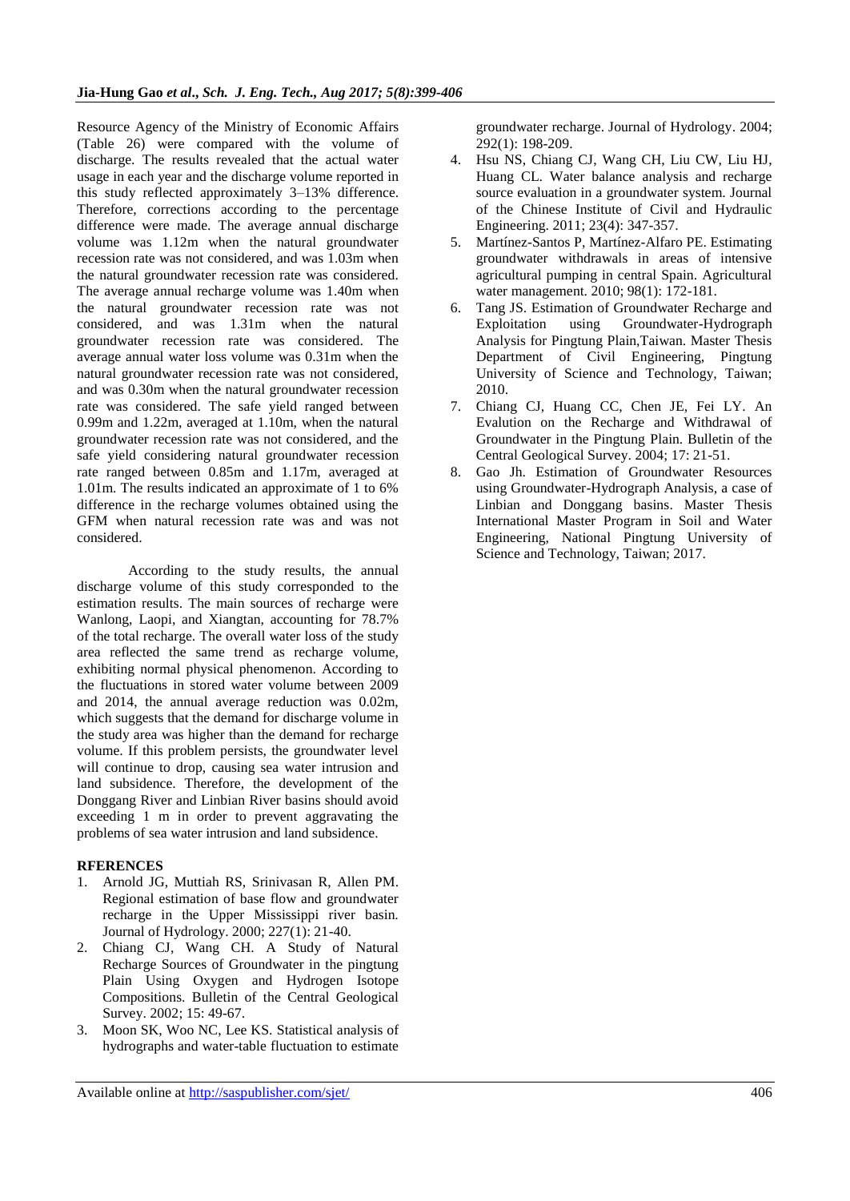Resource Agency of the Ministry of Economic Affairs (Table 26) were compared with the volume of discharge. The results revealed that the actual water usage in each year and the discharge volume reported in this study reflected approximately 3–13% difference. Therefore, corrections according to the percentage difference were made. The average annual discharge volume was 1.12m when the natural groundwater recession rate was not considered, and was 1.03m when the natural groundwater recession rate was considered. The average annual recharge volume was 1.40m when the natural groundwater recession rate was not considered, and was 1.31m when the natural groundwater recession rate was considered. The average annual water loss volume was 0.31m when the natural groundwater recession rate was not considered, and was 0.30m when the natural groundwater recession rate was considered. The safe yield ranged between 0.99m and 1.22m, averaged at 1.10m, when the natural groundwater recession rate was not considered, and the safe yield considering natural groundwater recession rate ranged between 0.85m and 1.17m, averaged at 1.01m. The results indicated an approximate of 1 to 6% difference in the recharge volumes obtained using the GFM when natural recession rate was and was not considered.

According to the study results, the annual discharge volume of this study corresponded to the estimation results. The main sources of recharge were Wanlong, Laopi, and Xiangtan, accounting for 78.7% of the total recharge. The overall water loss of the study area reflected the same trend as recharge volume, exhibiting normal physical phenomenon. According to the fluctuations in stored water volume between 2009 and 2014, the annual average reduction was 0.02m, which suggests that the demand for discharge volume in the study area was higher than the demand for recharge volume. If this problem persists, the groundwater level will continue to drop, causing sea water intrusion and land subsidence. Therefore, the development of the Donggang River and Linbian River basins should avoid exceeding 1 m in order to prevent aggravating the problems of sea water intrusion and land subsidence.

## RFERENCES

1. Arnold JG, Muttiah RS, Srinivasan R, Allen PM. Regional estimation of base flow and groundwater recharge in the Upper Mississippi river basin. Journal of Hydrology. 2000; 227(1): 21-40.
2. Chiang CJ, Wang CH. A Study of Natural Recharge Sources of Groundwater in the pingtung Plain Using Oxygen and Hydrogen Isotope Compositions. Bulletin of the Central Geological Survey. 2002; 15: 49-67.
3. Moon SK, Woo NC, Lee KS. Statistical analysis of hydrographs and water-table fluctuation to estimate groundwater recharge. Journal of Hydrology. 2004; 292(1): 198-209.
4. Hsu NS, Chiang CJ, Wang CH, Liu CW, Liu HJ, Huang CL. Water balance analysis and recharge source evaluation in a groundwater system. Journal of the Chinese Institute of Civil and Hydraulic Engineering. 2011; 23(4): 347-357.
5. Martínez-Santos P, Martínez-Alfaro PE. Estimating groundwater withdrawals in areas of intensive agricultural pumping in central Spain. Agricultural water management. 2010; 98(1): 172-181.
6. Tang JS. Estimation of Groundwater Recharge and Exploitation using Groundwater-Hydrograph Analysis for Pingtung Plain,Taiwan. Master Thesis Department of Civil Engineering, Pingtung University of Science and Technology, Taiwan; 2010.
7. Chiang CJ, Huang CC, Chen JE, Fei LY. An Evalution on the Recharge and Withdrawal of Groundwater in the Pingtung Plain. Bulletin of the Central Geological Survey. 2004; 17: 21-51.
8. Gao Jh. Estimation of Groundwater Resources using Groundwater-Hydrograph Analysis, a case of Linbian and Donggang basins. Master Thesis International Master Program in Soil and Water Engineering, National Pingtung University of Science and Technology, Taiwan; 2017.